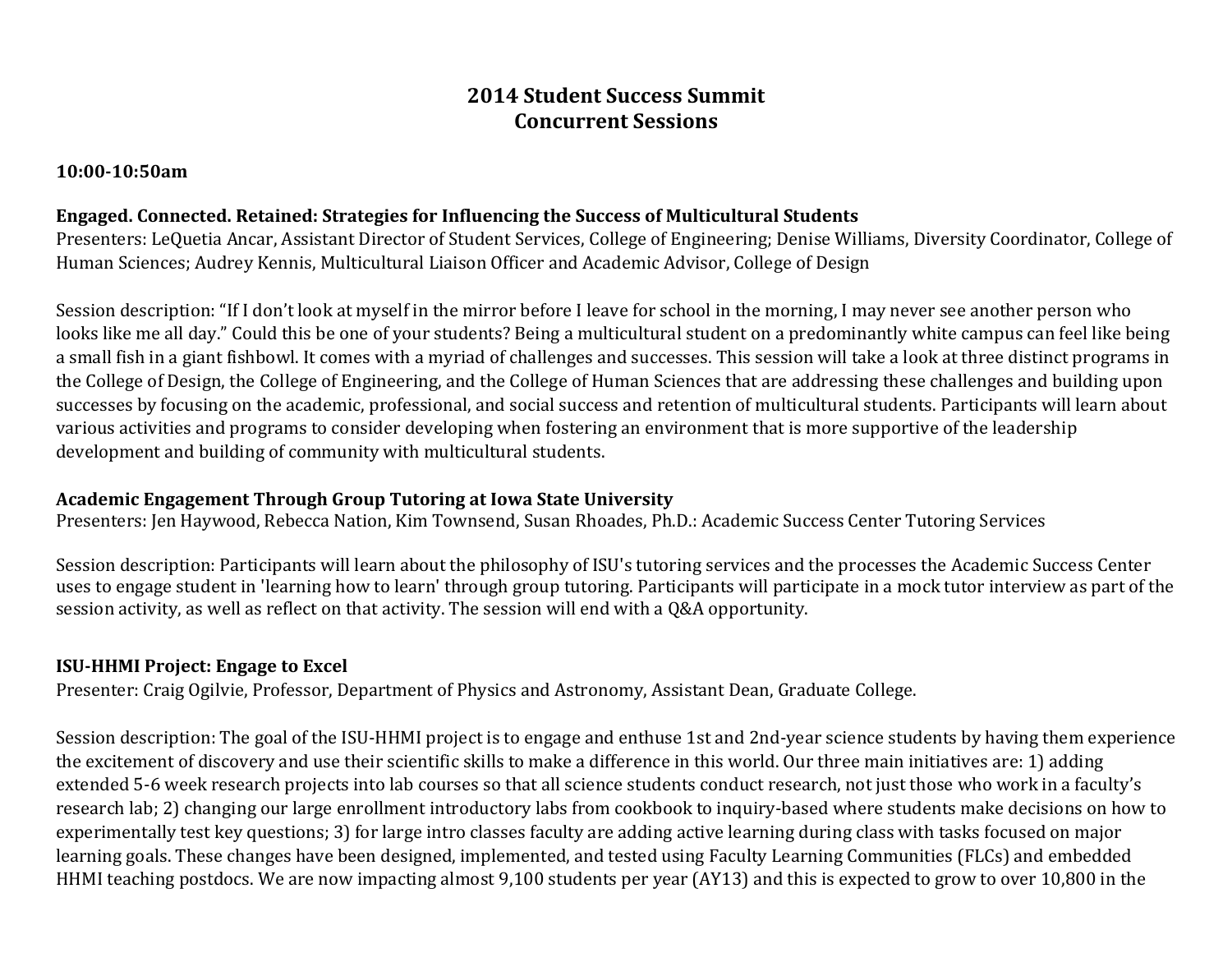# 2014 Student Success Summit
# Concurrent Sessions

**10:00-10:50am**

**Engaged. Connected. Retained: Strategies for Influencing the Success of Multicultural Students**
Presenters: LeQuetia Ancar, Assistant Director of Student Services, College of Engineering; Denise Williams, Diversity Coordinator, College of Human Sciences; Audrey Kennis, Multicultural Liaison Officer and Academic Advisor, College of Design

Session description: "If I don't look at myself in the mirror before I leave for school in the morning, I may never see another person who looks like me all day." Could this be one of your students? Being a multicultural student on a predominantly white campus can feel like being a small fish in a giant fishbowl. It comes with a myriad of challenges and successes. This session will take a look at three distinct programs in the College of Design, the College of Engineering, and the College of Human Sciences that are addressing these challenges and building upon successes by focusing on the academic, professional, and social success and retention of multicultural students. Participants will learn about various activities and programs to consider developing when fostering an environment that is more supportive of the leadership development and building of community with multicultural students.

**Academic Engagement Through Group Tutoring at Iowa State University**
Presenters: Jen Haywood, Rebecca Nation, Kim Townsend, Susan Rhoades, Ph.D.: Academic Success Center Tutoring Services

Session description: Participants will learn about the philosophy of ISU's tutoring services and the processes the Academic Success Center uses to engage student in 'learning how to learn' through group tutoring. Participants will participate in a mock tutor interview as part of the session activity, as well as reflect on that activity. The session will end with a Q&A opportunity.

**ISU-HHMI Project: Engage to Excel**
Presenter: Craig Ogilvie, Professor, Department of Physics and Astronomy, Assistant Dean, Graduate College.

Session description: The goal of the ISU-HHMI project is to engage and enthuse 1st and 2nd-year science students by having them experience the excitement of discovery and use their scientific skills to make a difference in this world. Our three main initiatives are: 1) adding extended 5-6 week research projects into lab courses so that all science students conduct research, not just those who work in a faculty's research lab; 2) changing our large enrollment introductory labs from cookbook to inquiry-based where students make decisions on how to experimentally test key questions; 3) for large intro classes faculty are adding active learning during class with tasks focused on major learning goals. These changes have been designed, implemented, and tested using Faculty Learning Communities (FLCs) and embedded HHMI teaching postdocs. We are now impacting almost 9,100 students per year (AY13) and this is expected to grow to over 10,800 in the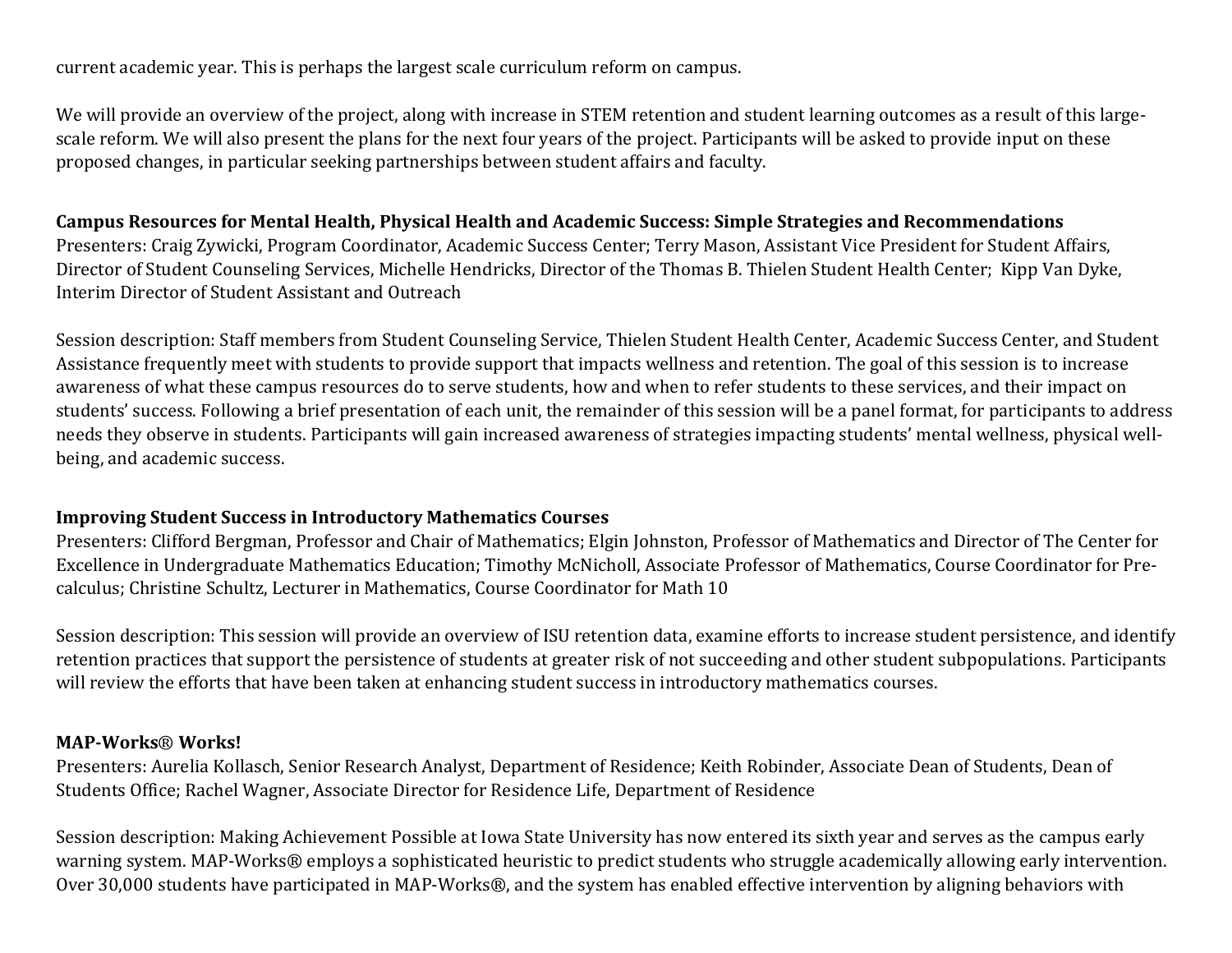current academic year. This is perhaps the largest scale curriculum reform on campus.

We will provide an overview of the project, along with increase in STEM retention and student learning outcomes as a result of this large-scale reform. We will also present the plans for the next four years of the project. Participants will be asked to provide input on these proposed changes, in particular seeking partnerships between student affairs and faculty.

**Campus Resources for Mental Health, Physical Health and Academic Success: Simple Strategies and Recommendations**
Presenters: Craig Zywicki, Program Coordinator, Academic Success Center; Terry Mason, Assistant Vice President for Student Affairs, Director of Student Counseling Services, Michelle Hendricks, Director of the Thomas B. Thielen Student Health Center; Kipp Van Dyke, Interim Director of Student Assistant and Outreach

Session description: Staff members from Student Counseling Service, Thielen Student Health Center, Academic Success Center, and Student Assistance frequently meet with students to provide support that impacts wellness and retention. The goal of this session is to increase awareness of what these campus resources do to serve students, how and when to refer students to these services, and their impact on students' success. Following a brief presentation of each unit, the remainder of this session will be a panel format, for participants to address needs they observe in students. Participants will gain increased awareness of strategies impacting students' mental wellness, physical well-being, and academic success.

**Improving Student Success in Introductory Mathematics Courses**
Presenters: Clifford Bergman, Professor and Chair of Mathematics; Elgin Johnston, Professor of Mathematics and Director of The Center for Excellence in Undergraduate Mathematics Education; Timothy McNicholl, Associate Professor of Mathematics, Course Coordinator for Pre-calculus; Christine Schultz, Lecturer in Mathematics, Course Coordinator for Math 10

Session description: This session will provide an overview of ISU retention data, examine efforts to increase student persistence, and identify retention practices that support the persistence of students at greater risk of not succeeding and other student subpopulations. Participants will review the efforts that have been taken at enhancing student success in introductory mathematics courses.

**MAP-Works® Works!**
Presenters: Aurelia Kollasch, Senior Research Analyst, Department of Residence; Keith Robinder, Associate Dean of Students, Dean of Students Office; Rachel Wagner, Associate Director for Residence Life, Department of Residence

Session description: Making Achievement Possible at Iowa State University has now entered its sixth year and serves as the campus early warning system. MAP-Works® employs a sophisticated heuristic to predict students who struggle academically allowing early intervention. Over 30,000 students have participated in MAP-Works®, and the system has enabled effective intervention by aligning behaviors with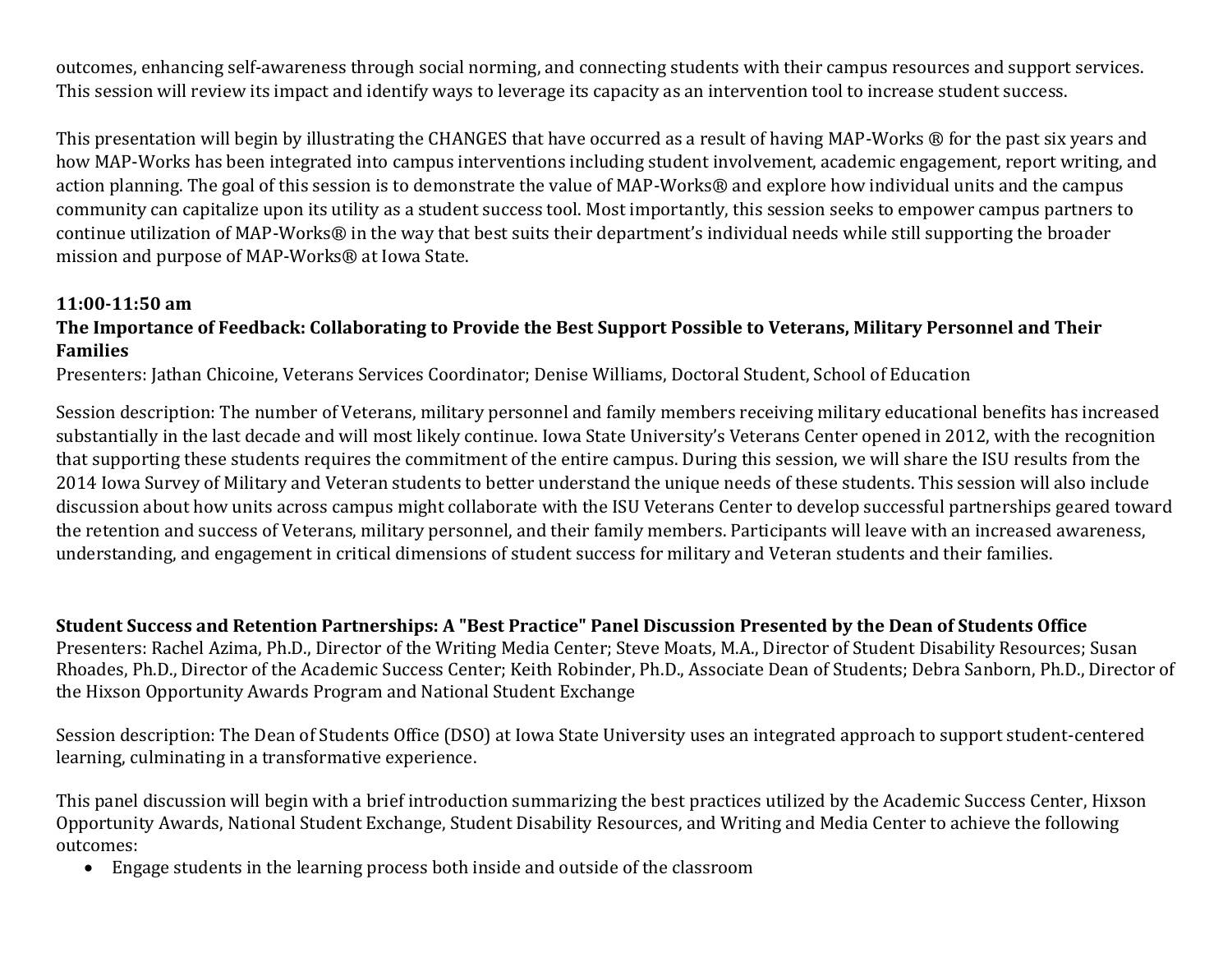outcomes, enhancing self-awareness through social norming, and connecting students with their campus resources and support services. This session will review its impact and identify ways to leverage its capacity as an intervention tool to increase student success.

This presentation will begin by illustrating the CHANGES that have occurred as a result of having MAP-Works ® for the past six years and how MAP-Works has been integrated into campus interventions including student involvement, academic engagement, report writing, and action planning. The goal of this session is to demonstrate the value of MAP-Works® and explore how individual units and the campus community can capitalize upon its utility as a student success tool. Most importantly, this session seeks to empower campus partners to continue utilization of MAP-Works® in the way that best suits their department's individual needs while still supporting the broader mission and purpose of MAP-Works® at Iowa State.

**11:00-11:50 am**

**The Importance of Feedback: Collaborating to Provide the Best Support Possible to Veterans, Military Personnel and Their Families**

Presenters: Jathan Chicoine, Veterans Services Coordinator; Denise Williams, Doctoral Student, School of Education

Session description: The number of Veterans, military personnel and family members receiving military educational benefits has increased substantially in the last decade and will most likely continue. Iowa State University's Veterans Center opened in 2012, with the recognition that supporting these students requires the commitment of the entire campus. During this session, we will share the ISU results from the 2014 Iowa Survey of Military and Veteran students to better understand the unique needs of these students. This session will also include discussion about how units across campus might collaborate with the ISU Veterans Center to develop successful partnerships geared toward the retention and success of Veterans, military personnel, and their family members. Participants will leave with an increased awareness, understanding, and engagement in critical dimensions of student success for military and Veteran students and their families.

**Student Success and Retention Partnerships: A "Best Practice" Panel Discussion Presented by the Dean of Students Office**

Presenters: Rachel Azima, Ph.D., Director of the Writing Media Center; Steve Moats, M.A., Director of Student Disability Resources; Susan Rhoades, Ph.D., Director of the Academic Success Center; Keith Robinder, Ph.D., Associate Dean of Students; Debra Sanborn, Ph.D., Director of the Hixson Opportunity Awards Program and National Student Exchange

Session description: The Dean of Students Office (DSO) at Iowa State University uses an integrated approach to support student-centered learning, culminating in a transformative experience.

This panel discussion will begin with a brief introduction summarizing the best practices utilized by the Academic Success Center, Hixson Opportunity Awards, National Student Exchange, Student Disability Resources, and Writing and Media Center to achieve the following outcomes:

- Engage students in the learning process both inside and outside of the classroom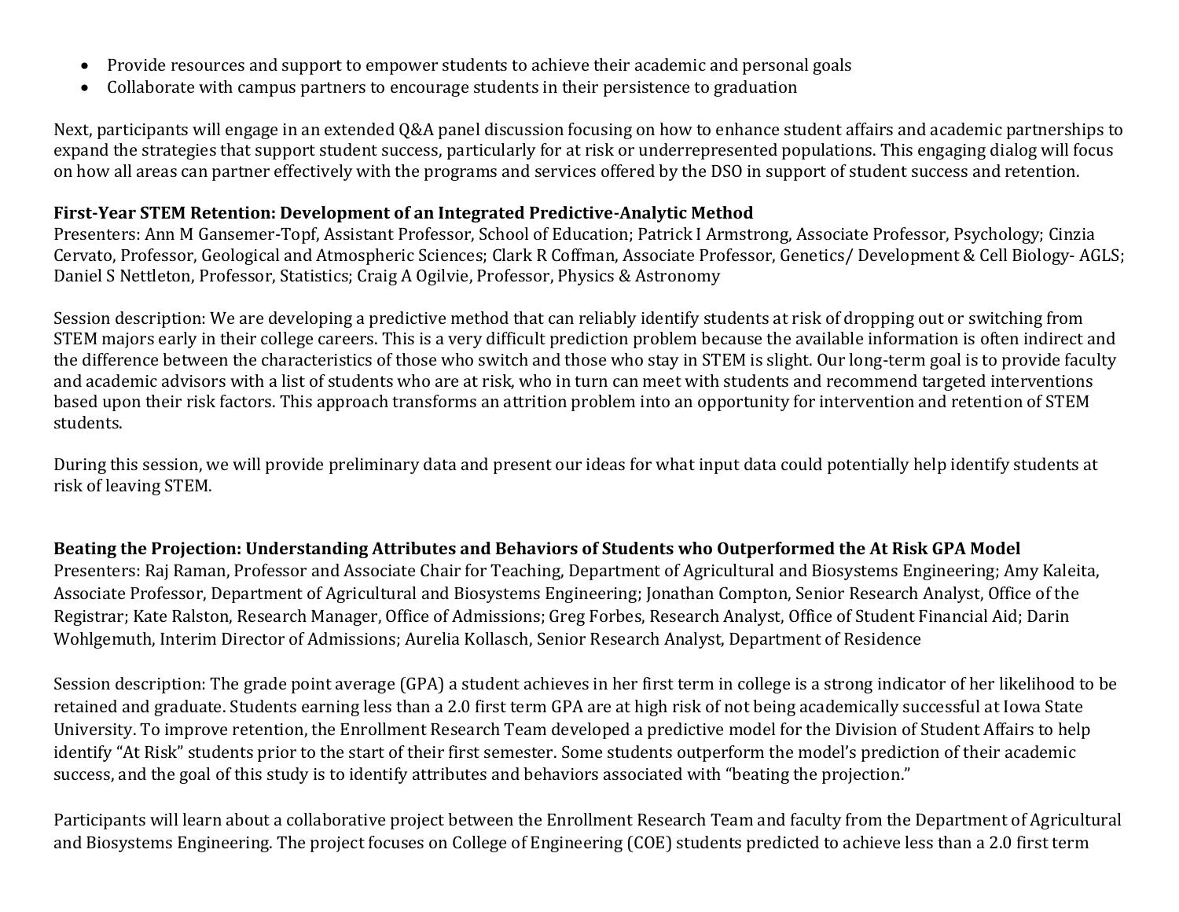- Provide resources and support to empower students to achieve their academic and personal goals
- Collaborate with campus partners to encourage students in their persistence to graduation

Next, participants will engage in an extended Q&A panel discussion focusing on how to enhance student affairs and academic partnerships to expand the strategies that support student success, particularly for at risk or underrepresented populations. This engaging dialog will focus on how all areas can partner effectively with the programs and services offered by the DSO in support of student success and retention.

**First-Year STEM Retention: Development of an Integrated Predictive-Analytic Method**
Presenters: Ann M Gansemer-Topf, Assistant Professor, School of Education; Patrick I Armstrong, Associate Professor, Psychology; Cinzia Cervato, Professor, Geological and Atmospheric Sciences; Clark R Coffman, Associate Professor, Genetics/ Development & Cell Biology- AGLS; Daniel S Nettleton, Professor, Statistics; Craig A Ogilvie, Professor, Physics & Astronomy

Session description: We are developing a predictive method that can reliably identify students at risk of dropping out or switching from STEM majors early in their college careers. This is a very difficult prediction problem because the available information is often indirect and the difference between the characteristics of those who switch and those who stay in STEM is slight. Our long-term goal is to provide faculty and academic advisors with a list of students who are at risk, who in turn can meet with students and recommend targeted interventions based upon their risk factors. This approach transforms an attrition problem into an opportunity for intervention and retention of STEM students.

During this session, we will provide preliminary data and present our ideas for what input data could potentially help identify students at risk of leaving STEM.

**Beating the Projection: Understanding Attributes and Behaviors of Students who Outperformed the At Risk GPA Model**
Presenters: Raj Raman, Professor and Associate Chair for Teaching, Department of Agricultural and Biosystems Engineering; Amy Kaleita, Associate Professor, Department of Agricultural and Biosystems Engineering; Jonathan Compton, Senior Research Analyst, Office of the Registrar; Kate Ralston, Research Manager, Office of Admissions; Greg Forbes, Research Analyst, Office of Student Financial Aid; Darin Wohlgemuth, Interim Director of Admissions; Aurelia Kollasch, Senior Research Analyst, Department of Residence

Session description: The grade point average (GPA) a student achieves in her first term in college is a strong indicator of her likelihood to be retained and graduate. Students earning less than a 2.0 first term GPA are at high risk of not being academically successful at Iowa State University. To improve retention, the Enrollment Research Team developed a predictive model for the Division of Student Affairs to help identify "At Risk" students prior to the start of their first semester. Some students outperform the model's prediction of their academic success, and the goal of this study is to identify attributes and behaviors associated with "beating the projection."

Participants will learn about a collaborative project between the Enrollment Research Team and faculty from the Department of Agricultural and Biosystems Engineering. The project focuses on College of Engineering (COE) students predicted to achieve less than a 2.0 first term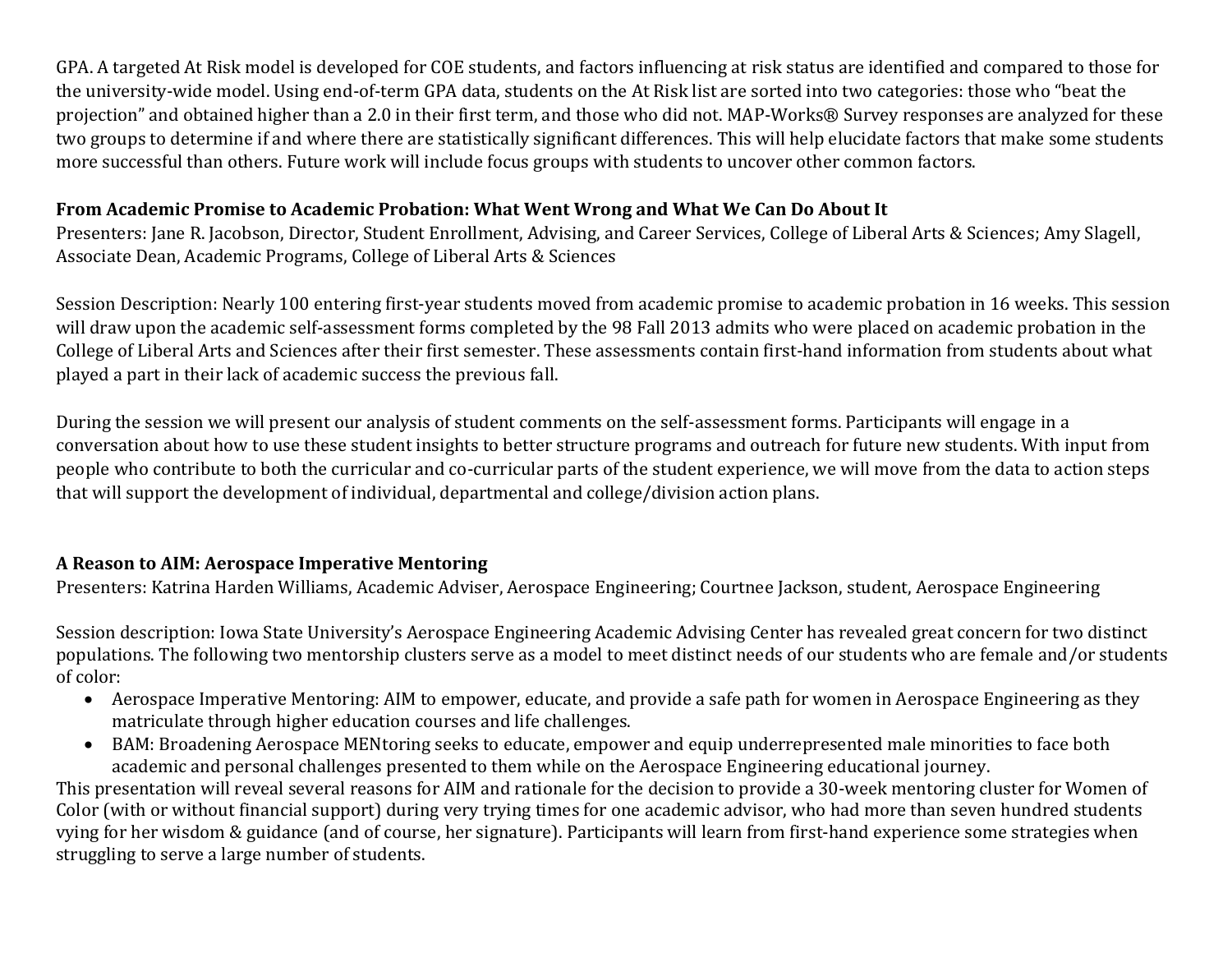GPA. A targeted At Risk model is developed for COE students, and factors influencing at risk status are identified and compared to those for the university-wide model. Using end-of-term GPA data, students on the At Risk list are sorted into two categories: those who "beat the projection" and obtained higher than a 2.0 in their first term, and those who did not. MAP-Works® Survey responses are analyzed for these two groups to determine if and where there are statistically significant differences. This will help elucidate factors that make some students more successful than others. Future work will include focus groups with students to uncover other common factors.

**From Academic Promise to Academic Probation: What Went Wrong and What We Can Do About It**
Presenters: Jane R. Jacobson, Director, Student Enrollment, Advising, and Career Services, College of Liberal Arts & Sciences; Amy Slagell, Associate Dean, Academic Programs, College of Liberal Arts & Sciences

Session Description: Nearly 100 entering first-year students moved from academic promise to academic probation in 16 weeks. This session will draw upon the academic self-assessment forms completed by the 98 Fall 2013 admits who were placed on academic probation in the College of Liberal Arts and Sciences after their first semester. These assessments contain first-hand information from students about what played a part in their lack of academic success the previous fall.

During the session we will present our analysis of student comments on the self-assessment forms. Participants will engage in a conversation about how to use these student insights to better structure programs and outreach for future new students. With input from people who contribute to both the curricular and co-curricular parts of the student experience, we will move from the data to action steps that will support the development of individual, departmental and college/division action plans.

**A Reason to AIM: Aerospace Imperative Mentoring**
Presenters: Katrina Harden Williams, Academic Adviser, Aerospace Engineering; Courtnee Jackson, student, Aerospace Engineering

Session description: Iowa State University's Aerospace Engineering Academic Advising Center has revealed great concern for two distinct populations. The following two mentorship clusters serve as a model to meet distinct needs of our students who are female and/or students of color:

- Aerospace Imperative Mentoring: AIM to empower, educate, and provide a safe path for women in Aerospace Engineering as they matriculate through higher education courses and life challenges.
- BAM: Broadening Aerospace MENtoring seeks to educate, empower and equip underrepresented male minorities to face both academic and personal challenges presented to them while on the Aerospace Engineering educational journey.

This presentation will reveal several reasons for AIM and rationale for the decision to provide a 30-week mentoring cluster for Women of Color (with or without financial support) during very trying times for one academic advisor, who had more than seven hundred students vying for her wisdom & guidance (and of course, her signature). Participants will learn from first-hand experience some strategies when struggling to serve a large number of students.